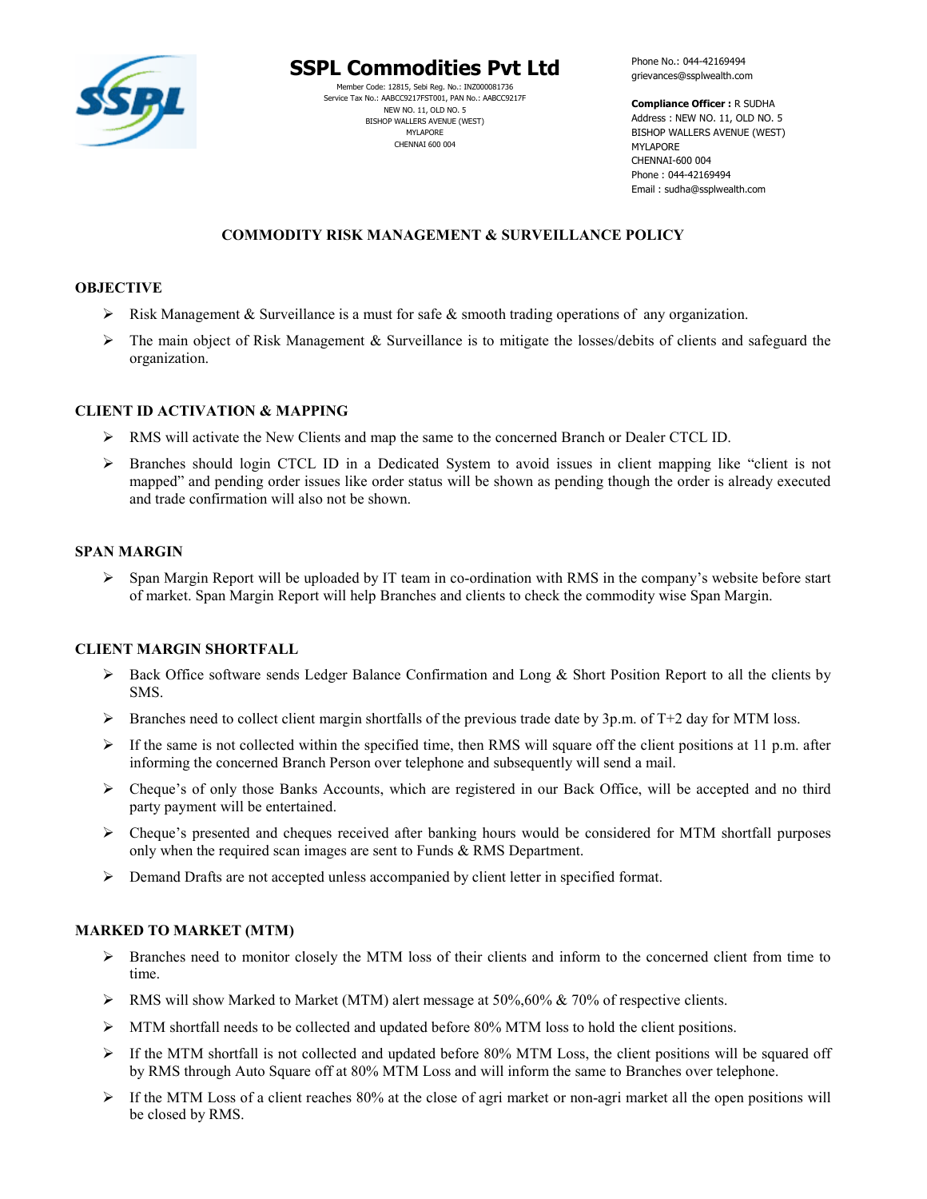# SSPL Commodities Pvt Ltd

Member Code: 12815, Sebi Reg. No.: INZ000081736
Service Tax No.: AABCC9217FST001, PAN No.: AABCC9217F
NEW NO. 11, OLD NO. 5
BISHOP WALLERS AVENUE (WEST)
MYLAPORE
CHENNAI 600 004

Phone No.: 044-42169494
grievances@ssplwealth.com

**Compliance Officer :** R SUDHA
Address : NEW NO. 11, OLD NO. 5
BISHOP WALLERS AVENUE (WEST)
MYLAPORE
CHENNAI-600 004
Phone : 044-42169494
Email : sudha@ssplwealth.com

## COMMODITY RISK MANAGEMENT & SURVEILLANCE POLICY

### OBJECTIVE

- Risk Management & Surveillance is a must for safe & smooth trading operations of any organization.
- The main object of Risk Management & Surveillance is to mitigate the losses/debits of clients and safeguard the organization.

### CLIENT ID ACTIVATION & MAPPING

- RMS will activate the New Clients and map the same to the concerned Branch or Dealer CTCL ID.
- Branches should login CTCL ID in a Dedicated System to avoid issues in client mapping like "client is not mapped" and pending order issues like order status will be shown as pending though the order is already executed and trade confirmation will also not be shown.

### SPAN MARGIN

- Span Margin Report will be uploaded by IT team in co-ordination with RMS in the company's website before start of market. Span Margin Report will help Branches and clients to check the commodity wise Span Margin.

### CLIENT MARGIN SHORTFALL

- Back Office software sends Ledger Balance Confirmation and Long & Short Position Report to all the clients by SMS.
- Branches need to collect client margin shortfalls of the previous trade date by 3p.m. of T+2 day for MTM loss.
- If the same is not collected within the specified time, then RMS will square off the client positions at 11 p.m. after informing the concerned Branch Person over telephone and subsequently will send a mail.
- Cheque's of only those Banks Accounts, which are registered in our Back Office, will be accepted and no third party payment will be entertained.
- Cheque's presented and cheques received after banking hours would be considered for MTM shortfall purposes only when the required scan images are sent to Funds & RMS Department.
- Demand Drafts are not accepted unless accompanied by client letter in specified format.

### MARKED TO MARKET (MTM)

- Branches need to monitor closely the MTM loss of their clients and inform to the concerned client from time to time.
- RMS will show Marked to Market (MTM) alert message at 50%,60% & 70% of respective clients.
- MTM shortfall needs to be collected and updated before 80% MTM loss to hold the client positions.
- If the MTM shortfall is not collected and updated before 80% MTM Loss, the client positions will be squared off by RMS through Auto Square off at 80% MTM Loss and will inform the same to Branches over telephone.
- If the MTM Loss of a client reaches 80% at the close of agri market or non-agri market all the open positions will be closed by RMS.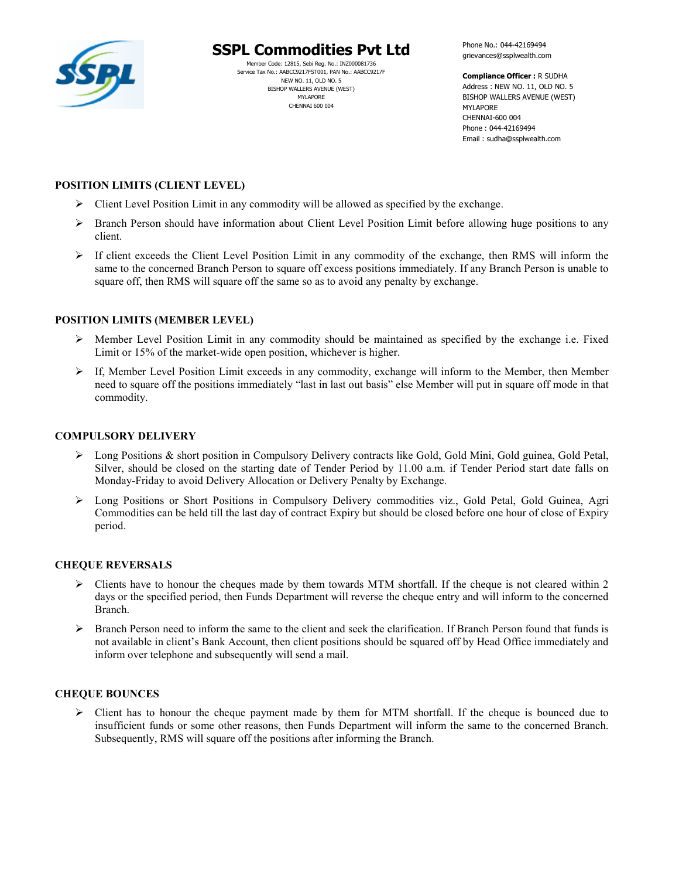# SSPL Commodities Pvt Ltd

Member Code: 12815, Sebi Reg. No.: INZ000081736
Service Tax No.: AABCC9217FST001, PAN No.: AABCC9217F
NEW NO. 11, OLD NO. 5
BISHOP WALLERS AVENUE (WEST)
MYLAPORE
CHENNAI 600 004

Phone No.: 044-42169494
grievances@ssplwealth.com

**Compliance Officer :** R SUDHA
Address : NEW NO. 11, OLD NO. 5
BISHOP WALLERS AVENUE (WEST)
MYLAPORE
CHENNAI-600 004
Phone : 044-42169494
Email : sudha@ssplwealth.com

## POSITION LIMITS (CLIENT LEVEL)

- Client Level Position Limit in any commodity will be allowed as specified by the exchange.
- Branch Person should have information about Client Level Position Limit before allowing huge positions to any client.
- If client exceeds the Client Level Position Limit in any commodity of the exchange, then RMS will inform the same to the concerned Branch Person to square off excess positions immediately. If any Branch Person is unable to square off, then RMS will square off the same so as to avoid any penalty by exchange.

## POSITION LIMITS (MEMBER LEVEL)

- Member Level Position Limit in any commodity should be maintained as specified by the exchange i.e. Fixed Limit or 15% of the market-wide open position, whichever is higher.
- If, Member Level Position Limit exceeds in any commodity, exchange will inform to the Member, then Member need to square off the positions immediately "last in last out basis" else Member will put in square off mode in that commodity.

## COMPULSORY DELIVERY

- Long Positions & short position in Compulsory Delivery contracts like Gold, Gold Mini, Gold guinea, Gold Petal, Silver, should be closed on the starting date of Tender Period by 11.00 a.m. if Tender Period start date falls on Monday-Friday to avoid Delivery Allocation or Delivery Penalty by Exchange.
- Long Positions or Short Positions in Compulsory Delivery commodities viz., Gold Petal, Gold Guinea, Agri Commodities can be held till the last day of contract Expiry but should be closed before one hour of close of Expiry period.

## CHEQUE REVERSALS

- Clients have to honour the cheques made by them towards MTM shortfall. If the cheque is not cleared within 2 days or the specified period, then Funds Department will reverse the cheque entry and will inform to the concerned Branch.
- Branch Person need to inform the same to the client and seek the clarification. If Branch Person found that funds is not available in client's Bank Account, then client positions should be squared off by Head Office immediately and inform over telephone and subsequently will send a mail.

## CHEQUE BOUNCES

- Client has to honour the cheque payment made by them for MTM shortfall. If the cheque is bounced due to insufficient funds or some other reasons, then Funds Department will inform the same to the concerned Branch. Subsequently, RMS will square off the positions after informing the Branch.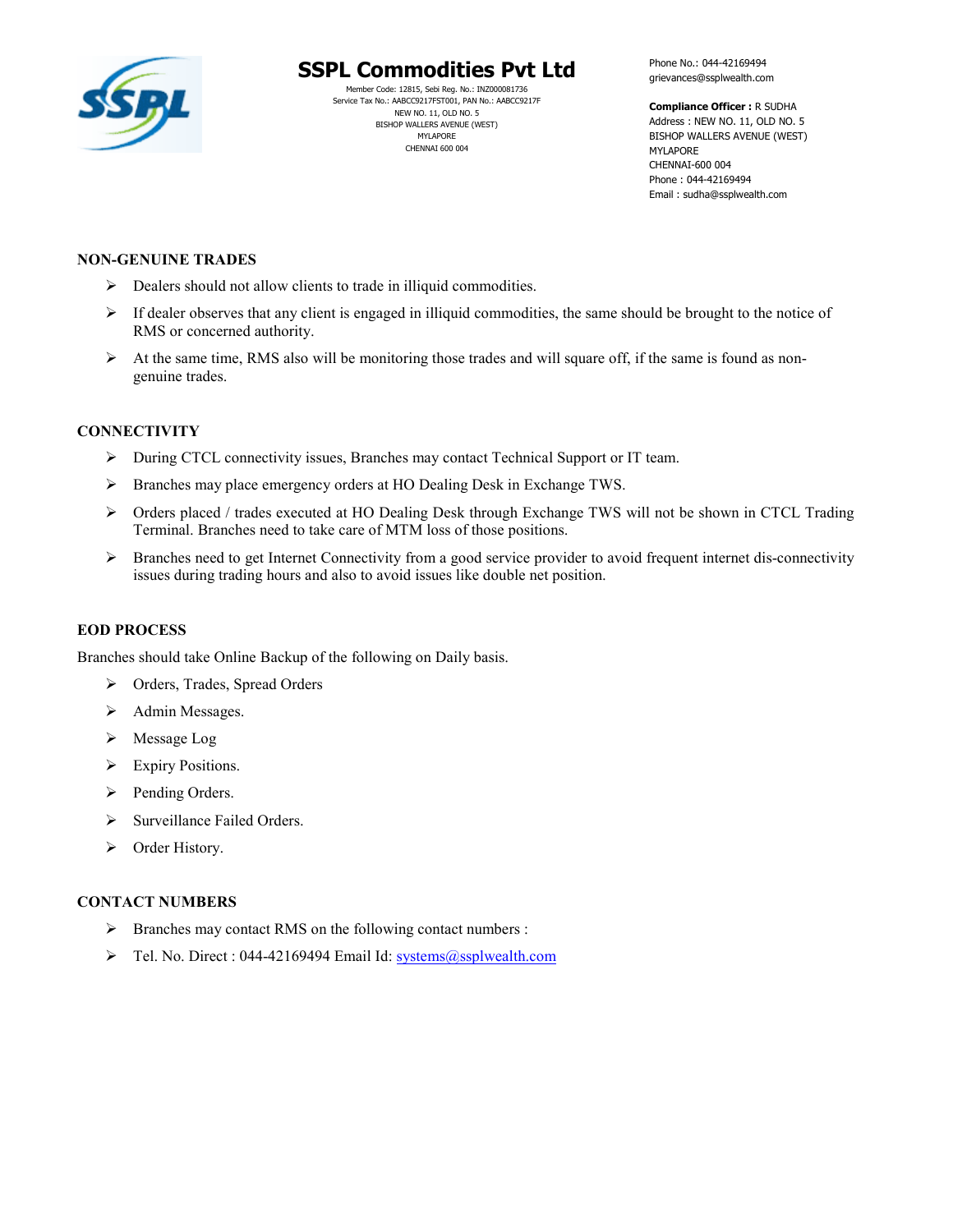## NON-GENUINE TRADES

- Dealers should not allow clients to trade in illiquid commodities.
- If dealer observes that any client is engaged in illiquid commodities, the same should be brought to the notice of RMS or concerned authority.
- At the same time, RMS also will be monitoring those trades and will square off, if the same is found as non-genuine trades.

## CONNECTIVITY

- During CTCL connectivity issues, Branches may contact Technical Support or IT team.
- Branches may place emergency orders at HO Dealing Desk in Exchange TWS.
- Orders placed / trades executed at HO Dealing Desk through Exchange TWS will not be shown in CTCL Trading Terminal. Branches need to take care of MTM loss of those positions.
- Branches need to get Internet Connectivity from a good service provider to avoid frequent internet dis-connectivity issues during trading hours and also to avoid issues like double net position.

## EOD PROCESS

Branches should take Online Backup of the following on Daily basis.

- Orders, Trades, Spread Orders
- Admin Messages.
- Message Log
- Expiry Positions.
- Pending Orders.
- Surveillance Failed Orders.
- Order History.

## CONTACT NUMBERS

- Branches may contact RMS on the following contact numbers :
- Tel. No. Direct : 044-42169494 Email Id: systems@ssplwealth.com